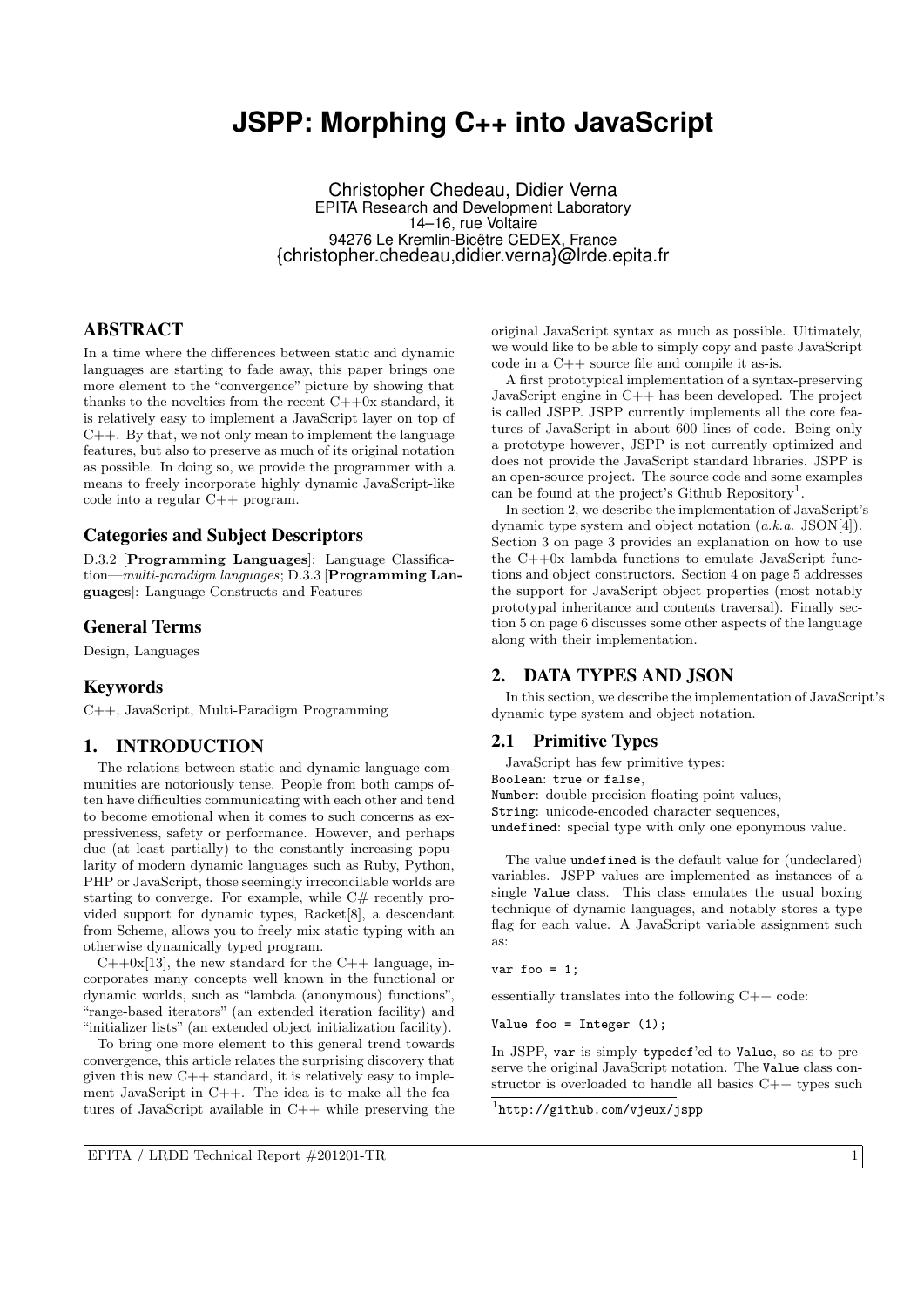# JSPP: Morphing C++ into JavaScript

Christopher Chedeau, Didier Verna
EPITA Research and Development Laboratory
14–16, rue Voltaire
94276 Le Kremlin-Bicêtre CEDEX, France
{christopher.chedeau,didier.verna}@lrde.epita.fr

## ABSTRACT

In a time where the differences between static and dynamic languages are starting to fade away, this paper brings one more element to the "convergence" picture by showing that thanks to the novelties from the recent C++0x standard, it is relatively easy to implement a JavaScript layer on top of C++. By that, we not only mean to implement the language features, but also to preserve as much of its original notation as possible. In doing so, we provide the programmer with a means to freely incorporate highly dynamic JavaScript-like code into a regular C++ program.

### Categories and Subject Descriptors

D.3.2 [**Programming Languages**]: Language Classification—*multi-paradigm languages*; D.3.3 [**Programming Languages**]: Language Constructs and Features

### General Terms

Design, Languages

### Keywords

C++, JavaScript, Multi-Paradigm Programming

## 1. INTRODUCTION

The relations between static and dynamic language communities are notoriously tense. People from both camps often have difficulties communicating with each other and tend to become emotional when it comes to such concerns as expressiveness, safety or performance. However, and perhaps due (at least partially) to the constantly increasing popularity of modern dynamic languages such as Ruby, Python, PHP or JavaScript, those seemingly irreconcilable worlds are starting to converge. For example, while C# recently provided support for dynamic types, Racket[8], a descendant from Scheme, allows you to freely mix static typing with an otherwise dynamically typed program.

C++0x[13], the new standard for the C++ language, incorporates many concepts well known in the functional or dynamic worlds, such as "lambda (anonymous) functions", "range-based iterators" (an extended iteration facility) and "initializer lists" (an extended object initialization facility).

To bring one more element to this general trend towards convergence, this article relates the surprising discovery that given this new C++ standard, it is relatively easy to implement JavaScript in C++. The idea is to make all the features of JavaScript available in C++ while preserving the original JavaScript syntax as much as possible. Ultimately, we would like to be able to simply copy and paste JavaScript code in a C++ source file and compile it as-is.

A first prototypical implementation of a syntax-preserving JavaScript engine in C++ has been developed. The project is called JSPP. JSPP currently implements all the core features of JavaScript in about 600 lines of code. Being only a prototype however, JSPP is not currently optimized and does not provide the JavaScript standard libraries. JSPP is an open-source project. The source code and some examples can be found at the project's Github Repository[1].

In section 2, we describe the implementation of JavaScript's dynamic type system and object notation (*a.k.a.* JSON[4]). Section 3 on page 3 provides an explanation on how to use the C++0x lambda functions to emulate JavaScript functions and object constructors. Section 4 on page 5 addresses the support for JavaScript object properties (most notably prototypal inheritance and contents traversal). Finally section 5 on page 6 discusses some other aspects of the language along with their implementation.

## 2. DATA TYPES AND JSON

In this section, we describe the implementation of JavaScript's dynamic type system and object notation.

### 2.1 Primitive Types

JavaScript has few primitive types:
`Boolean`: `true` or `false`,
`Number`: double precision floating-point values,
`String`: unicode-encoded character sequences,
`undefined`: special type with only one eponymous value.

The value `undefined` is the default value for (undeclared) variables. JSPP values are implemented as instances of a single `Value` class. This class emulates the usual boxing technique of dynamic languages, and notably stores a type flag for each value. A JavaScript variable assignment such as:

```
var foo = 1;
```

essentially translates into the following C++ code:

```
Value foo = Integer (1);
```

In JSPP, `var` is simply `typedef`'ed to `Value`, so as to preserve the original JavaScript notation. The `Value` class constructor is overloaded to handle all basics C++ types such

[1] http://github.com/vjeux/jspp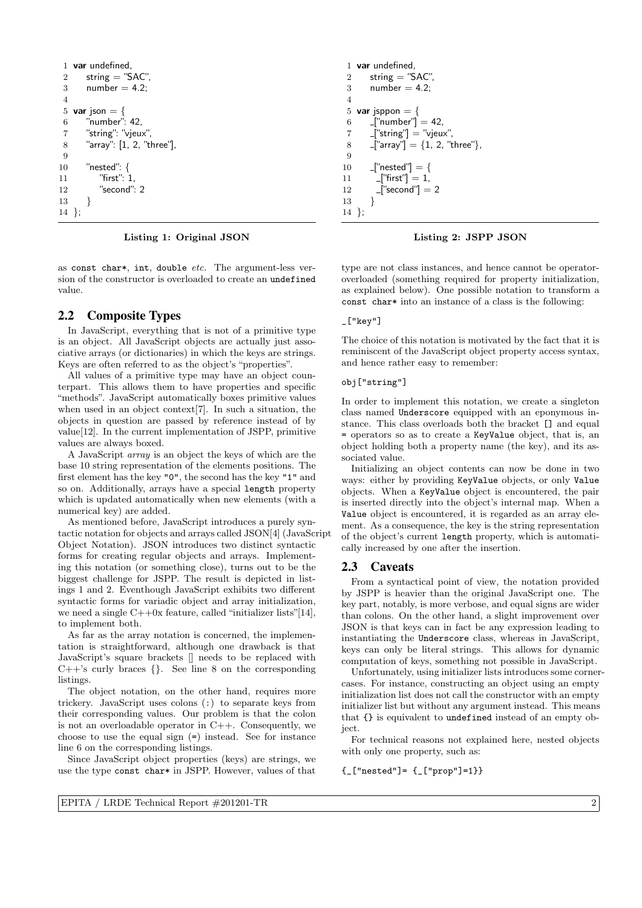```
1  var undefined,
2      string = "SAC",
3      number = 4.2;
4
5  var json = {
6      "number": 42,
7      "string": "vjeux",
8      "array": [1, 2, "three"],
9
10     "nested": {
11         "first": 1,
12         "second": 2
13     }
14 };
```

**Listing 1: Original JSON**

```
1  var undefined,
2      string = "SAC",
3      number = 4.2;
4
5  var jsppon = {
6      _["number"] = 42,
7      _["string"] = "vjeux",
8      _["array"] = {1, 2, "three"},
9
10     _["nested"] = {
11       _["first"] = 1,
12       _["second"] = 2
13     }
14 };
```

**Listing 2: JSPP JSON**

as `const char*`, `int`, `double` *etc.* The argument-less version of the constructor is overloaded to create an `undefined` value.

## 2.2 Composite Types

In JavaScript, everything that is not of a primitive type is an object. All JavaScript objects are actually just associative arrays (or dictionaries) in which the keys are strings. Keys are often referred to as the object's "properties".

All values of a primitive type may have an object counterpart. This allows them to have properties and specific "methods". JavaScript automatically boxes primitive values when used in an object context[7]. In such a situation, the objects in question are passed by reference instead of by value[12]. In the current implementation of JSPP, primitive values are always boxed.

A JavaScript *array* is an object the keys of which are the base 10 string representation of the elements positions. The first element has the key `"0"`, the second has the key `"1"` and so on. Additionally, arrays have a special `length` property which is updated automatically when new elements (with a numerical key) are added.

As mentioned before, JavaScript introduces a purely syntactic notation for objects and arrays called JSON[4] (JavaScript Object Notation). JSON introduces two distinct syntactic forms for creating regular objects and arrays. Implementing this notation (or something close), turns out to be the biggest challenge for JSPP. The result is depicted in listings 1 and 2. Eventhough JavaScript exhibits two different syntactic forms for variadic object and array initialization, we need a single C++0x feature, called "initializer lists"[14], to implement both.

As far as the array notation is concerned, the implementation is straightforward, although one drawback is that JavaScript's square brackets [] needs to be replaced with C++'s curly braces {}. See line 8 on the corresponding listings.

The object notation, on the other hand, requires more trickery. JavaScript uses colons (:) to separate keys from their corresponding values. Our problem is that the colon is not an overloadable operator in C++. Consequently, we choose to use the equal sign (=) instead. See for instance line 6 on the corresponding listings.

Since JavaScript object properties (keys) are strings, we use the type `const char*` in JSPP. However, values of that type are not class instances, and hence cannot be operator-overloaded (something required for property initialization, as explained below). One possible notation to transform a `const char*` into an instance of a class is the following:

```
_["key"]
```

The choice of this notation is motivated by the fact that it is reminiscent of the JavaScript object property access syntax, and hence rather easy to remember:

```
obj["string"]
```

In order to implement this notation, we create a singleton class named `Underscore` equipped with an eponymous instance. This class overloads both the bracket `[]` and equal `=` operators so as to create a `KeyValue` object, that is, an object holding both a property name (the key), and its associated value.

Initializing an object contents can now be done in two ways: either by providing `KeyValue` objects, or only `Value` objects. When a `KeyValue` object is encountered, the pair is inserted directly into the object's internal map. When a `Value` object is encountered, it is regarded as an array element. As a consequence, the key is the string representation of the object's current `length` property, which is automatically increased by one after the insertion.

## 2.3 Caveats

From a syntactical point of view, the notation provided by JSPP is heavier than the original JavaScript one. The key part, notably, is more verbose, and equal signs are wider than colons. On the other hand, a slight improvement over JSON is that keys can in fact be any expression leading to instantiating the `Underscore` class, whereas in JavaScript, keys can only be literal strings. This allows for dynamic computation of keys, something not possible in JavaScript.

Unfortunately, using initializer lists introduces some corner-cases. For instance, constructing an object using an empty initialization list does not call the constructor with an empty initializer list but without any argument instead. This means that `{}` is equivalent to `undefined` instead of an empty object.

For technical reasons not explained here, nested objects with only one property, such as:

```
{_["nested"]= {_["prop"]=1}}
```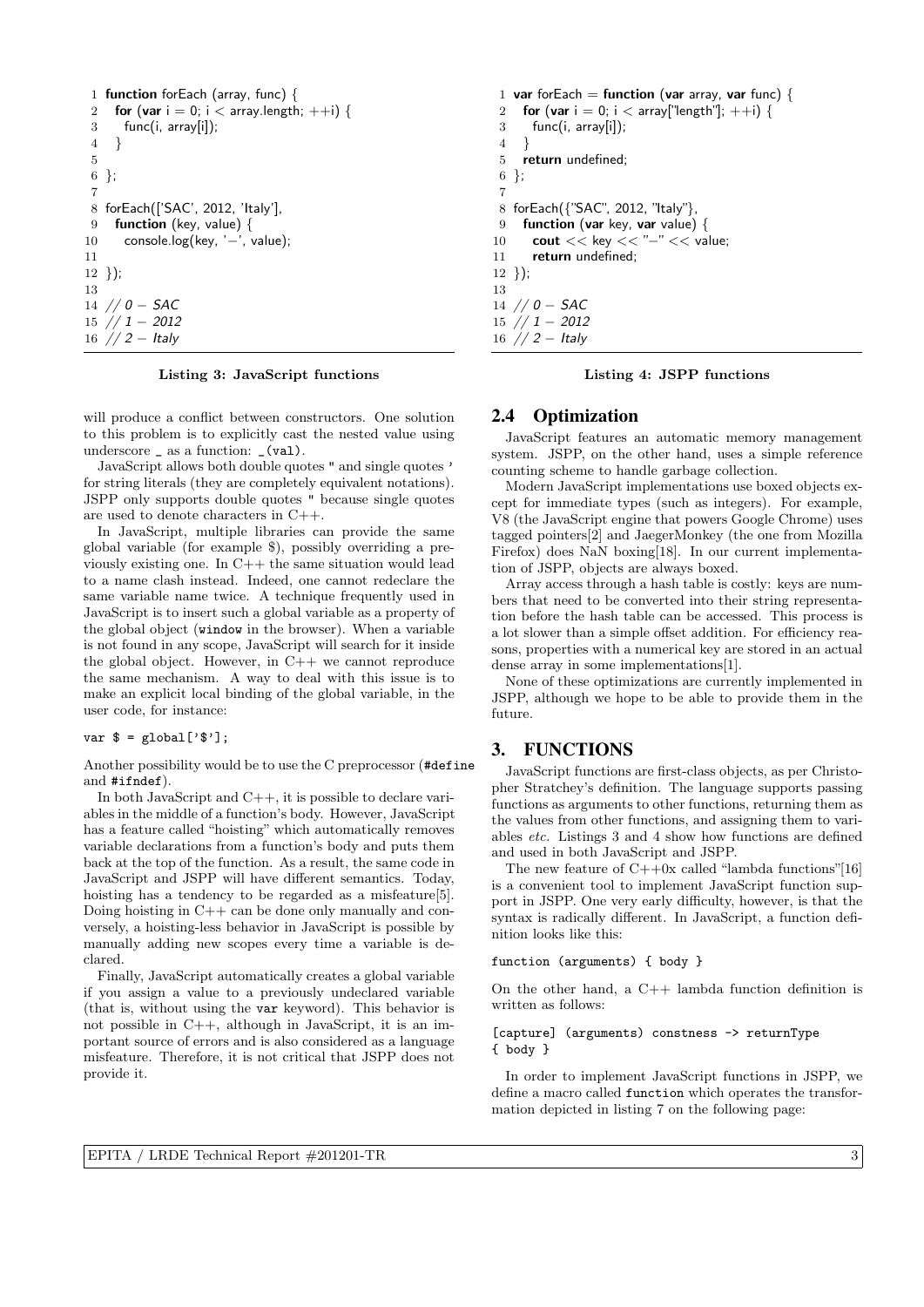```
1  function forEach (array, func) {
2    for (var i = 0; i < array.length; ++i) {
3      func(i, array[i]);
4    }
5
6  };
7
8  forEach(['SAC', 2012, 'Italy'],
9    function (key, value) {
10     console.log(key, '-', value);
11
12 });
13
14 // 0 - SAC
15 // 1 - 2012
16 // 2 - Italy
```

**Listing 3: JavaScript functions**

will produce a conflict between constructors. One solution to this problem is to explicitly cast the nested value using underscore `_` as a function: `_(val)`.

JavaScript allows both double quotes `"` and single quotes `'` for string literals (they are completely equivalent notations). JSPP only supports double quotes `"` because single quotes are used to denote characters in C++.

In JavaScript, multiple libraries can provide the same global variable (for example $), possibly overriding a previously existing one. In C++ the same situation would lead to a name clash instead. Indeed, one cannot redeclare the same variable name twice. A technique frequently used in JavaScript is to insert such a global variable as a property of the global object (`window` in the browser). When a variable is not found in any scope, JavaScript will search for it inside the global object. However, in C++ we cannot reproduce the same mechanism. A way to deal with this issue is to make an explicit local binding of the global variable, in the user code, for instance:

```
var $ = global['$'];
```

Another possibility would be to use the C preprocessor (`#define` and `#ifndef`).

In both JavaScript and C++, it is possible to declare variables in the middle of a function's body. However, JavaScript has a feature called "hoisting" which automatically removes variable declarations from a function's body and puts them back at the top of the function. As a result, the same code in JavaScript and JSPP will have different semantics. Today, hoisting has a tendency to be regarded as a misfeature[5]. Doing hoisting in C++ can be done only manually and conversely, a hoisting-less behavior in JavaScript is possible by manually adding new scopes every time a variable is declared.

Finally, JavaScript automatically creates a global variable if you assign a value to a previously undeclared variable (that is, without using the `var` keyword). This behavior is not possible in C++, although in JavaScript, it is an important source of errors and is also considered as a language misfeature. Therefore, it is not critical that JSPP does not provide it.

```
1  var forEach = function (var array, var func) {
2    for (var i = 0; i < array["length"]; ++i) {
3      func(i, array[i]);
4    }
5    return undefined;
6  };
7
8  forEach({"SAC", 2012, "Italy"},
9    function (var key, var value) {
10     cout << key << "-" << value;
11     return undefined;
12 });
13
14 // 0 - SAC
15 // 1 - 2012
16 // 2 - Italy
```

**Listing 4: JSPP functions**

## 2.4 Optimization

JavaScript features an automatic memory management system. JSPP, on the other hand, uses a simple reference counting scheme to handle garbage collection.

Modern JavaScript implementations use boxed objects except for immediate types (such as integers). For example, V8 (the JavaScript engine that powers Google Chrome) uses tagged pointers[2] and JaegerMonkey (the one from Mozilla Firefox) does NaN boxing[18]. In our current implementation of JSPP, objects are always boxed.

Array access through a hash table is costly: keys are numbers that need to be converted into their string representation before the hash table can be accessed. This process is a lot slower than a simple offset addition. For efficiency reasons, properties with a numerical key are stored in an actual dense array in some implementations[1].

None of these optimizations are currently implemented in JSPP, although we hope to be able to provide them in the future.

# 3. FUNCTIONS

JavaScript functions are first-class objects, as per Christopher Stratchey's definition. The language supports passing functions as arguments to other functions, returning them as the values from other functions, and assigning them to variables *etc.* Listings 3 and 4 show how functions are defined and used in both JavaScript and JSPP.

The new feature of C++0x called "lambda functions"[16] is a convenient tool to implement JavaScript function support in JSPP. One very early difficulty, however, is that the syntax is radically different. In JavaScript, a function definition looks like this:

```
function (arguments) { body }
```

On the other hand, a C++ lambda function definition is written as follows:

```
[capture] (arguments) constness -> returnType
{ body }
```

In order to implement JavaScript functions in JSPP, we define a macro called `function` which operates the transformation depicted in listing 7 on the following page: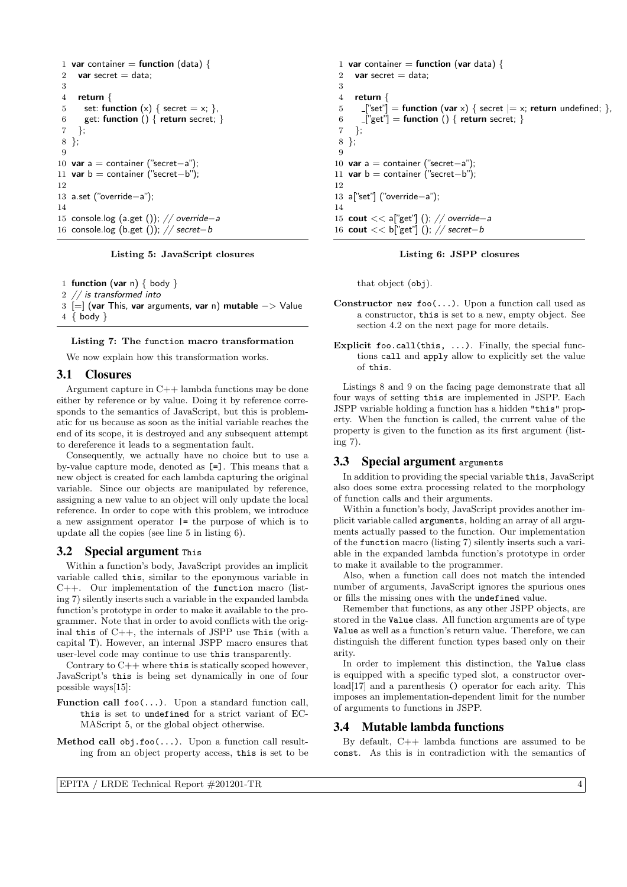```
1 var container = function (data) {
2   var secret = data;
3
4   return {
5     set: function (x) { secret = x; },
6     get: function () { return secret; }
7   };
8 };
9
10 var a = container ("secret-a");
11 var b = container ("secret-b");
12
13 a.set ("override-a");
14
15 console.log (a.get ()); // override-a
16 console.log (b.get ()); // secret-b
```

**Listing 5: JavaScript closures**

```
1 var container = function (var data) {
2   var secret = data;
3
4   return {
5     _["set"] = function (var x) { secret |= x; return undefined; },
6     _["get"] = function () { return secret; }
7   };
8 };
9
10 var a = container ("secret-a");
11 var b = container ("secret-b");
12
13 a["set"] ("override-a");
14
15 cout << a["get"] (); // override-a
16 cout << b["get"] (); // secret-b
```

**Listing 6: JSPP closures**

```
1 function (var n) { body }
2 // is transformed into
3 [=] (var This, var arguments, var n) mutable -> Value
4 { body }
```

**Listing 7: The `function` macro transformation**

We now explain how this transformation works.

## 3.1 Closures

Argument capture in C++ lambda functions may be done either by reference or by value. Doing it by reference corresponds to the semantics of JavaScript, but this is problematic for us because as soon as the initial variable reaches the end of its scope, it is destroyed and any subsequent attempt to dereference it leads to a segmentation fault.

Consequently, we actually have no choice but to use a by-value capture mode, denoted as `[=]`. This means that a new object is created for each lambda capturing the original variable. Since our objects are manipulated by reference, assigning a new value to an object will only update the local reference. In order to cope with this problem, we introduce a new assignment operator `|=` the purpose of which is to update all the copies (see line 5 in listing 6).

## 3.2 Special argument `This`

Within a function's body, JavaScript provides an implicit variable called `this`, similar to the eponymous variable in C++. Our implementation of the `function` macro (listing 7) silently inserts such a variable in the expanded lambda function's prototype in order to make it available to the programmer. Note that in order to avoid conflicts with the original `this` of C++, the internals of JSPP use `This` (with a capital T). However, an internal JSPP macro ensures that user-level code may continue to use `this` transparently.

Contrary to C++ where `this` is statically scoped however, JavaScript's `this` is being set dynamically in one of four possible ways[15]:

**Function call** `foo(...)`. Upon a standard function call, `this` is set to `undefined` for a strict variant of ECMAScript 5, or the global object otherwise.

**Method call** `obj.foo(...)`. Upon a function call resulting from an object property access, `this` is set to be that object (`obj`).

**Constructor** `new foo(...)`. Upon a function call used as a constructor, `this` is set to a new, empty object. See section 4.2 on the next page for more details.

**Explicit** `foo.call(this, ...)`. Finally, the special functions `call` and `apply` allow to explicitly set the value of `this`.

Listings 8 and 9 on the facing page demonstrate that all four ways of setting `this` are implemented in JSPP. Each JSPP variable holding a function has a hidden `"this"` property. When the function is called, the current value of the property is given to the function as its first argument (listing 7).

## 3.3 Special argument `arguments`

In addition to providing the special variable `this`, JavaScript also does some extra processing related to the morphology of function calls and their arguments.

Within a function's body, JavaScript provides another implicit variable called `arguments`, holding an array of all arguments actually passed to the function. Our implementation of the `function` macro (listing 7) silently inserts such a variable in the expanded lambda function's prototype in order to make it available to the programmer.

Also, when a function call does not match the intended number of arguments, JavaScript ignores the spurious ones or fills the missing ones with the `undefined` value.

Remember that functions, as any other JSPP objects, are stored in the `Value` class. All function arguments are of type `Value` as well as a function's return value. Therefore, we can distinguish the different function types based only on their arity.

In order to implement this distinction, the `Value` class is equipped with a specific typed slot, a constructor overload[17] and a parenthesis `()` operator for each arity. This imposes an implementation-dependent limit for the number of arguments to functions in JSPP.

## 3.4 Mutable lambda functions

By default, C++ lambda functions are assumed to be `const`. As this is in contradiction with the semantics of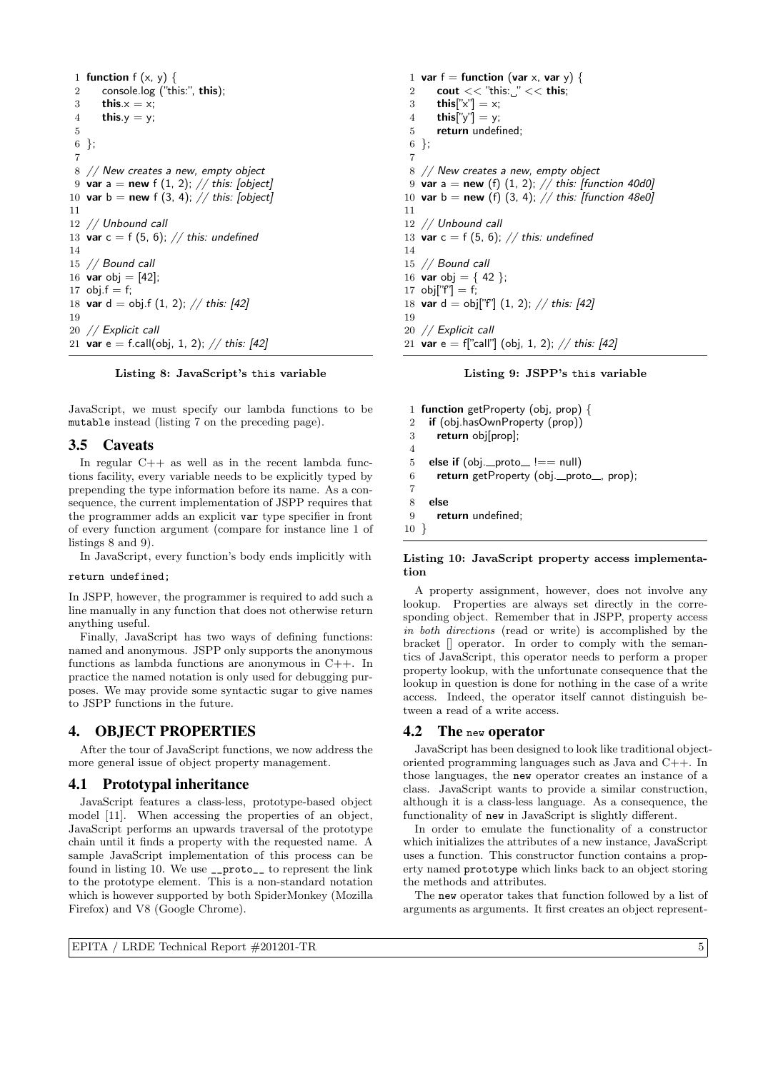```
1 function f (x, y) {
2     console.log ("this:", this);
3     this.x = x;
4     this.y = y;
5
6 };
7
8 // New creates a new, empty object
9 var a = new f (1, 2); // this: [object]
10 var b = new f (3, 4); // this: [object]
11
12 // Unbound call
13 var c = f (5, 6); // this: undefined
14
15 // Bound call
16 var obj = [42];
17 obj.f = f;
18 var d = obj.f (1, 2); // this: [42]
19
20 // Explicit call
21 var e = f.call(obj, 1, 2); // this: [42]
```

**Listing 8: JavaScript's this variable**

```
1 var f = function (var x, var y) {
2     cout << "this: " << this;
3     this["x"] = x;
4     this["y"] = y;
5     return undefined;
6 };
7
8 // New creates a new, empty object
9 var a = new (f) (1, 2); // this: [function 40d0]
10 var b = new (f) (3, 4); // this: [function 48e0]
11
12 // Unbound call
13 var c = f (5, 6); // this: undefined
14
15 // Bound call
16 var obj = { 42 };
17 obj["f"] = f;
18 var d = obj["f"] (1, 2); // this: [42]
19
20 // Explicit call
21 var e = f["call"] (obj, 1, 2); // this: [42]
```

**Listing 9: JSPP's this variable**

JavaScript, we must specify our lambda functions to be `mutable` instead (listing 7 on the preceding page).

## 3.5 Caveats

In regular C++ as well as in the recent lambda functions facility, every variable needs to be explicitly typed by prepending the type information before its name. As a consequence, the current implementation of JSPP requires that the programmer adds an explicit `var` type specifier in front of every function argument (compare for instance line 1 of listings 8 and 9).

In JavaScript, every function's body ends implicitly with

```
return undefined;
```

In JSPP, however, the programmer is required to add such a line manually in any function that does not otherwise return anything useful.

Finally, JavaScript has two ways of defining functions: named and anonymous. JSPP only supports the anonymous functions as lambda functions are anonymous in C++. In practice the named notation is only used for debugging purposes. We may provide some syntactic sugar to give names to JSPP functions in the future.

# 4. OBJECT PROPERTIES

After the tour of JavaScript functions, we now address the more general issue of object property management.

## 4.1 Prototypal inheritance

JavaScript features a class-less, prototype-based object model [11]. When accessing the properties of an object, JavaScript performs an upwards traversal of the prototype chain until it finds a property with the requested name. A sample JavaScript implementation of this process can be found in listing 10. We use `__proto__` to represent the link to the prototype element. This is a non-standard notation which is however supported by both SpiderMonkey (Mozilla Firefox) and V8 (Google Chrome).

```
1 function getProperty (obj, prop) {
2   if (obj.hasOwnProperty (prop))
3     return obj[prop];
4
5   else if (obj.__proto__ !== null)
6     return getProperty (obj.__proto__, prop);
7
8   else
9     return undefined;
10 }
```

**Listing 10: JavaScript property access implementation**

A property assignment, however, does not involve any lookup. Properties are always set directly in the corresponding object. Remember that in JSPP, property access *in both directions* (read or write) is accomplished by the bracket [] operator. In order to comply with the semantics of JavaScript, this operator needs to perform a proper property lookup, with the unfortunate consequence that the lookup in question is done for nothing in the case of a write access. Indeed, the operator itself cannot distinguish between a read of a write access.

## 4.2 The `new` operator

JavaScript has been designed to look like traditional object-oriented programming languages such as Java and C++. In those languages, the `new` operator creates an instance of a class. JavaScript wants to provide a similar construction, although it is a class-less language. As a consequence, the functionality of `new` in JavaScript is slightly different.

In order to emulate the functionality of a constructor which initializes the attributes of a new instance, JavaScript uses a function. This constructor function contains a property named `prototype` which links back to an object storing the methods and attributes.

The `new` operator takes that function followed by a list of arguments as arguments. It first creates an object represent-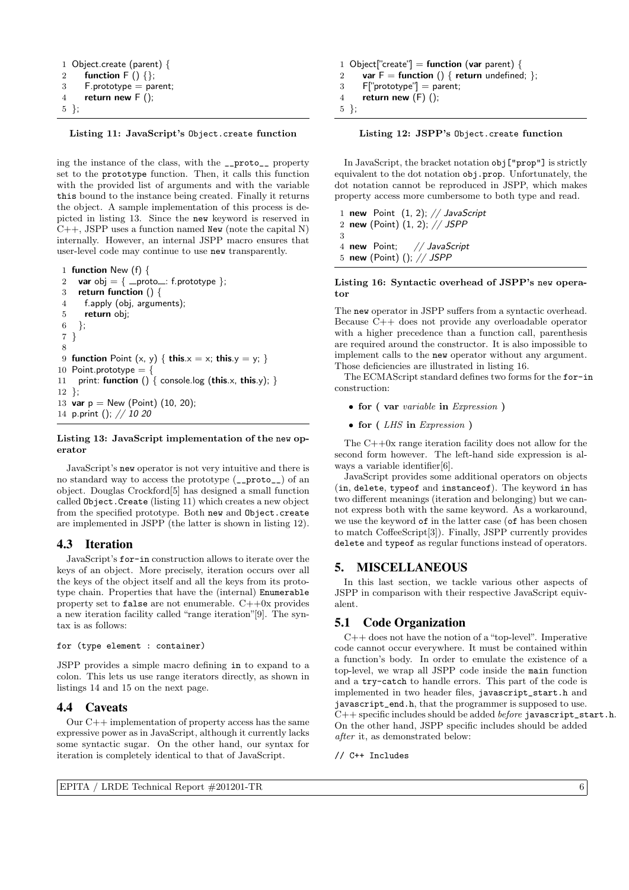```
1 Object.create (parent) {
2     function F () {};
3     F.prototype = parent;
4     return new F ();
5 };
```

**Listing 11: JavaScript's `Object.create` function**

ing the instance of the class, with the `__proto__` property set to the `prototype` function. Then, it calls this function with the provided list of arguments and with the variable `this` bound to the instance being created. Finally it returns the object. A sample implementation of this process is depicted in listing 13. Since the `new` keyword is reserved in C++, JSPP uses a function named `New` (note the capital N) internally. However, an internal JSPP macro ensures that user-level code may continue to use `new` transparently.

```
 1 function New (f) {
 2   var obj = { __proto__: f.prototype };
 3   return function () {
 4     f.apply (obj, arguments);
 5     return obj;
 6   };
 7 }
 8
 9 function Point (x, y) { this.x = x; this.y = y; }
10 Point.prototype = {
11   print: function () { console.log (this.x, this.y); }
12 };
13 var p = New (Point) (10, 20);
14 p.print (); // 10 20
```

**Listing 13: JavaScript implementation of the `new` operator**

JavaScript's `new` operator is not very intuitive and there is no standard way to access the prototype (`__proto__`) of an object. Douglas Crockford[5] has designed a small function called `Object.Create` (listing 11) which creates a new object from the specified prototype. Both `new` and `Object.create` are implemented in JSPP (the latter is shown in listing 12).

## 4.3 Iteration

JavaScript's `for-in` construction allows to iterate over the keys of an object. More precisely, iteration occurs over all the keys of the object itself and all the keys from its prototype chain. Properties that have the (internal) `Enumerable` property set to `false` are not enumerable. C++0x provides a new iteration facility called "range iteration"[9]. The syntax is as follows:

```
for (type element : container)
```

JSPP provides a simple macro defining `in` to expand to a colon. This lets us use range iterators directly, as shown in listings 14 and 15 on the next page.

## 4.4 Caveats

Our C++ implementation of property access has the same expressive power as in JavaScript, although it currently lacks some syntactic sugar. On the other hand, our syntax for iteration is completely identical to that of JavaScript.

```
1 Object["create"] = function (var parent) {
2     var F = function () { return undefined; };
3     F["prototype"] = parent;
4     return new (F) ();
5 };
```

**Listing 12: JSPP's `Object.create` function**

In JavaScript, the bracket notation `obj["prop"]` is strictly equivalent to the dot notation `obj.prop`. Unfortunately, the dot notation cannot be reproduced in JSPP, which makes property access more cumbersome to both type and read.

```
1 new  Point  (1, 2); // JavaScript
2 new (Point) (1, 2); // JSPP
3
4 new  Point;     // JavaScript
5 new (Point) (); // JSPP
```

**Listing 16: Syntactic overhead of JSPP's `new` operator**

The `new` operator in JSPP suffers from a syntactic overhead. Because C++ does not provide any overloadable operator with a higher precedence than a function call, parenthesis are required around the constructor. It is also impossible to implement calls to the `new` operator without any argument. Those deficiencies are illustrated in listing 16.

The ECMAScript standard defines two forms for the `for-in` construction:

- **for ( var** *variable* **in** *Expression* **)**
- **for (** *LHS* **in** *Expression* **)**

The C++0x range iteration facility does not allow for the second form however. The left-hand side expression is always a variable identifier[6].

JavaScript provides some additional operators on objects (`in`, `delete`, `typeof` and `instanceof`). The keyword `in` has two different meanings (iteration and belonging) but we cannot express both with the same keyword. As a workaround, we use the keyword `of` in the latter case (`of` has been chosen to match CoffeeScript[3]). Finally, JSPP currently provides `delete` and `typeof` as regular functions instead of operators.

# 5. MISCELLANEOUS

In this last section, we tackle various other aspects of JSPP in comparison with their respective JavaScript equivalent.

## 5.1 Code Organization

C++ does not have the notion of a "top-level". Imperative code cannot occur everywhere. It must be contained within a function's body. In order to emulate the existence of a top-level, we wrap all JSPP code inside the `main` function and a `try-catch` to handle errors. This part of the code is implemented in two header files, `javascript_start.h` and `javascript_end.h`, that the programmer is supposed to use. C++ specific includes should be added *before* `javascript_start.h`. On the other hand, JSPP specific includes should be added *after* it, as demonstrated below:

```
// C++ Includes
```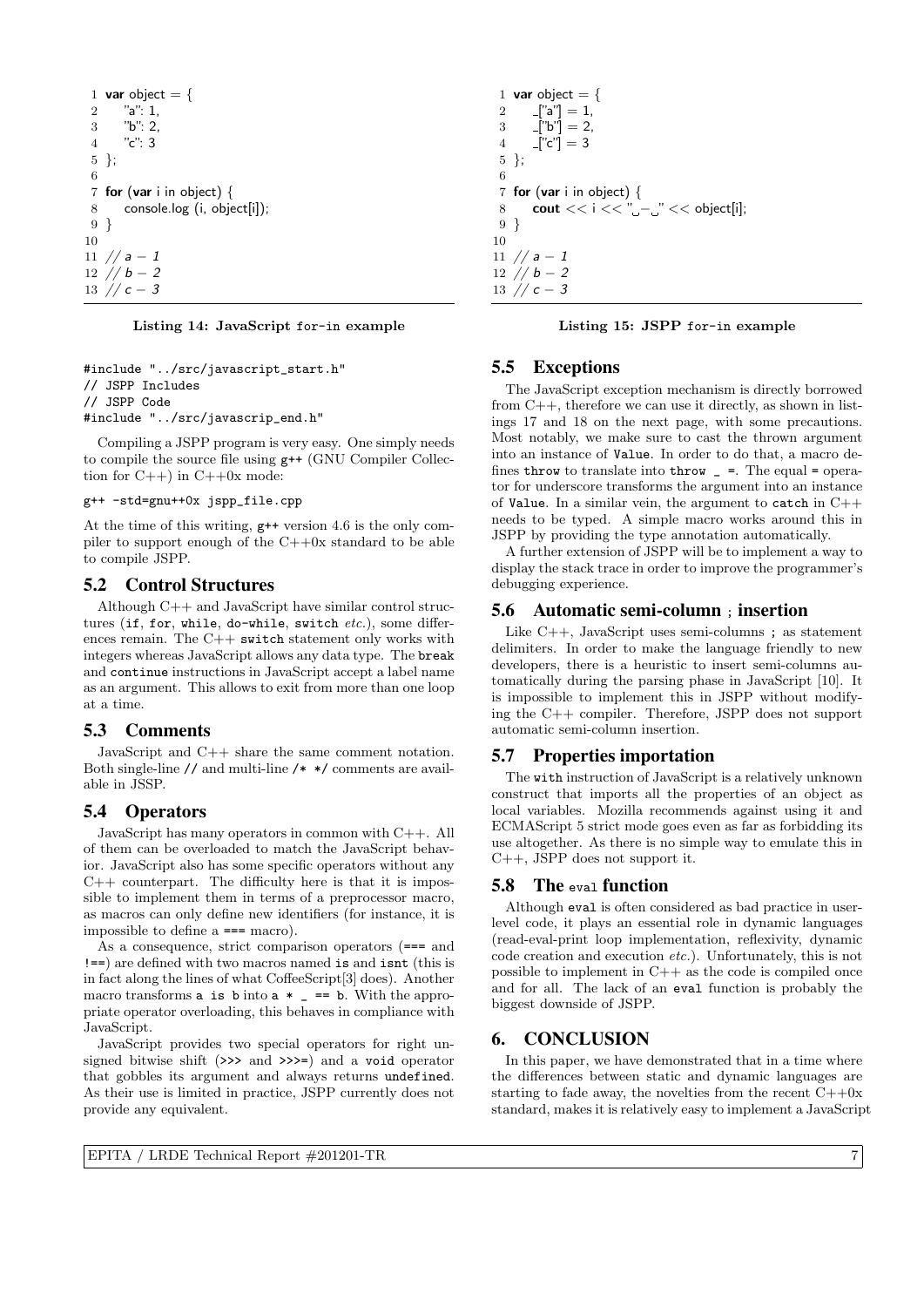```
var object = {
    "a": 1,
    "b": 2,
    "c": 3
};

for (var i in object) {
    console.log (i, object[i]);
}

// a - 1
// b - 2
// c - 3
```

**Listing 14: JavaScript for-in example**

```
var object = {
    _["a"] = 1,
    _["b"] = 2,
    _["c"] = 3
};

for (var i in object) {
    cout << i << " - " << object[i];
}

// a - 1
// b - 2
// c - 3
```

**Listing 15: JSPP for-in example**

```
#include "../src/javascript_start.h"
// JSPP Includes
// JSPP Code
#include "../src/javascrip_end.h"
```

Compiling a JSPP program is very easy. One simply needs to compile the source file using `g++` (GNU Compiler Collection for C++) in C++0x mode:

```
g++ -std=gnu++0x jspp_file.cpp
```

At the time of this writing, `g++` version 4.6 is the only compiler to support enough of the C++0x standard to be able to compile JSPP.

## 5.2 Control Structures

Although C++ and JavaScript have similar control structures (`if`, `for`, `while`, `do-while`, `switch` *etc.*), some differences remain. The C++ `switch` statement only works with integers whereas JavaScript allows any data type. The `break` and `continue` instructions in JavaScript accept a label name as an argument. This allows to exit from more than one loop at a time.

## 5.3 Comments

JavaScript and C++ share the same comment notation. Both single-line `//` and multi-line `/* */` comments are available in JSSP.

## 5.4 Operators

JavaScript has many operators in common with C++. All of them can be overloaded to match the JavaScript behavior. JavaScript also has some specific operators without any C++ counterpart. The difficulty here is that it is impossible to implement them in terms of a preprocessor macro, as macros can only define new identifiers (for instance, it is impossible to define a `===` macro).

As a consequence, strict comparison operators (`===` and `!==`) are defined with two macros named `is` and `isnt` (this is in fact along the lines of what CoffeeScript[3] does). Another macro transforms `a is b` into `a * _ == b`. With the appropriate operator overloading, this behaves in compliance with JavaScript.

JavaScript provides two special operators for right unsigned bitwise shift (`>>>` and `>>>=`) and a `void` operator that gobbles its argument and always returns `undefined`. As their use is limited in practice, JSPP currently does not provide any equivalent.

## 5.5 Exceptions

The JavaScript exception mechanism is directly borrowed from C++, therefore we can use it directly, as shown in listings 17 and 18 on the next page, with some precautions. Most notably, we make sure to cast the thrown argument into an instance of `Value`. In order to do that, a macro defines `throw` to translate into `throw _ =`. The equal `=` operator for underscore transforms the argument into an instance of `Value`. In a similar vein, the argument to `catch` in C++ needs to be typed. A simple macro works around this in JSPP by providing the type annotation automatically.

A further extension of JSPP will be to implement a way to display the stack trace in order to improve the programmer's debugging experience.

## 5.6 Automatic semi-column ; insertion

Like C++, JavaScript uses semi-columns `;` as statement delimiters. In order to make the language friendly to new developers, there is a heuristic to insert semi-columns automatically during the parsing phase in JavaScript [10]. It is impossible to implement this in JSPP without modifying the C++ compiler. Therefore, JSPP does not support automatic semi-column insertion.

## 5.7 Properties importation

The `with` instruction of JavaScript is a relatively unknown construct that imports all the properties of an object as local variables. Mozilla recommends against using it and ECMAScript 5 strict mode goes even as far as forbidding its use altogether. As there is no simple way to emulate this in C++, JSPP does not support it.

## 5.8 The eval function

Although `eval` is often considered as bad practice in user-level code, it plays an essential role in dynamic languages (read-eval-print loop implementation, reflexivity, dynamic code creation and execution *etc.*). Unfortunately, this is not possible to implement in C++ as the code is compiled once and for all. The lack of an `eval` function is probably the biggest downside of JSPP.

# 6. CONCLUSION

In this paper, we have demonstrated that in a time where the differences between static and dynamic languages are starting to fade away, the novelties from the recent C++0x standard, makes it is relatively easy to implement a JavaScript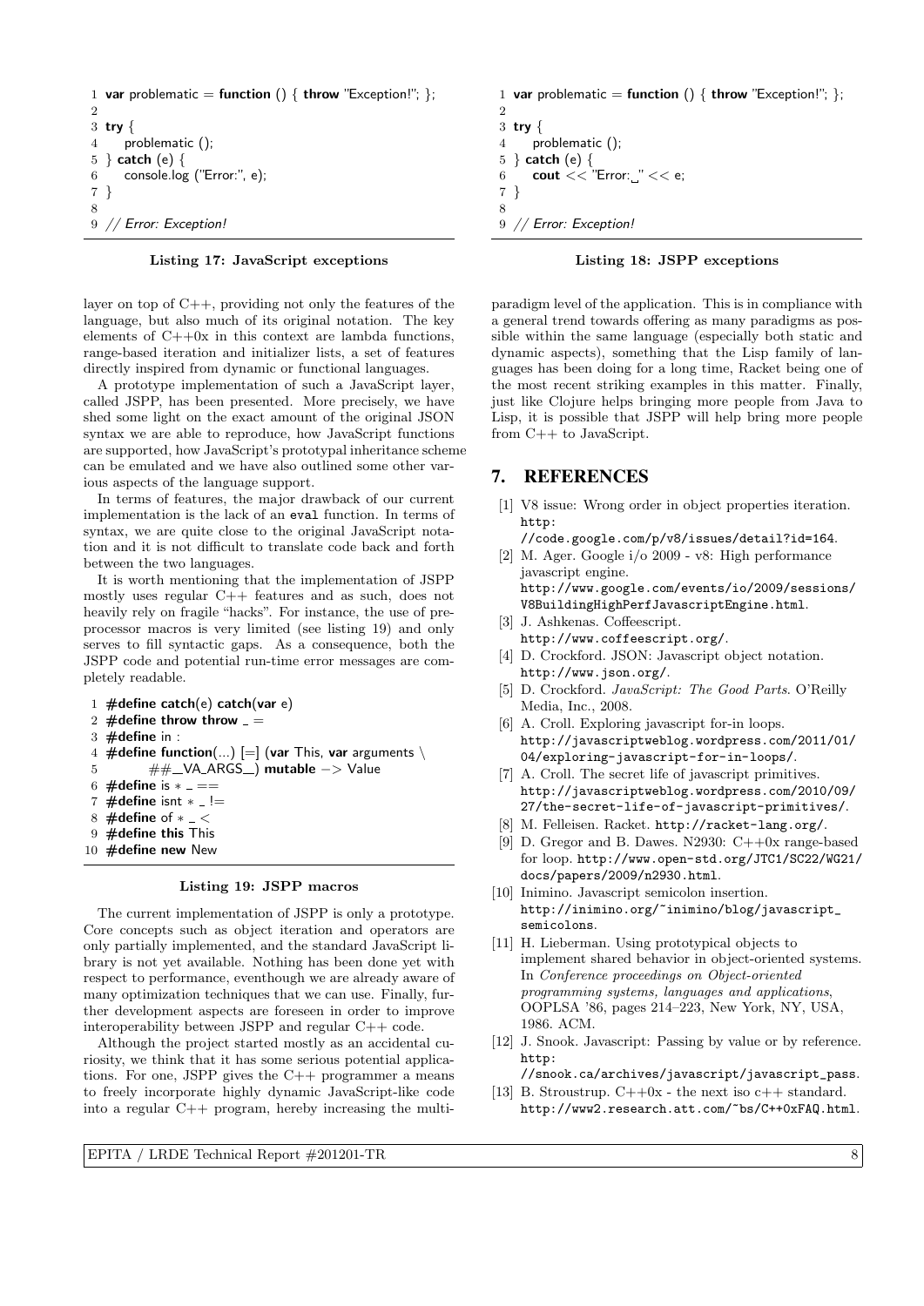```
1 var problematic = function () { throw "Exception!"; };
2
3 try {
4     problematic ();
5 } catch (e) {
6     console.log ("Error:", e);
7 }
8
9 // Error: Exception!
```

**Listing 17: JavaScript exceptions**

```
1 var problematic = function () { throw "Exception!"; };
2
3 try {
4     problematic ();
5 } catch (e) {
6     cout << "Error: " << e;
7 }
8
9 // Error: Exception!
```

**Listing 18: JSPP exceptions**

layer on top of C++, providing not only the features of the language, but also much of its original notation. The key elements of C++0x in this context are lambda functions, range-based iteration and initializer lists, a set of features directly inspired from dynamic or functional languages.

A prototype implementation of such a JavaScript layer, called JSPP, has been presented. More precisely, we have shed some light on the exact amount of the original JSON syntax we are able to reproduce, how JavaScript functions are supported, how JavaScript's prototypal inheritance scheme can be emulated and we have also outlined some other various aspects of the language support.

In terms of features, the major drawback of our current implementation is the lack of an `eval` function. In terms of syntax, we are quite close to the original JavaScript notation and it is not difficult to translate code back and forth between the two languages.

It is worth mentioning that the implementation of JSPP mostly uses regular C++ features and as such, does not heavily rely on fragile "hacks". For instance, the use of preprocessor macros is very limited (see listing 19) and only serves to fill syntactic gaps. As a consequence, both the JSPP code and potential run-time error messages are completely readable.

```
1 #define catch(e) catch(var e)
2 #define throw throw _ =
3 #define in :
4 #define function(...) [=] (var This, var arguments \
5         ##__VA_ARGS__) mutable -> Value
6 #define is * _ ==
7 #define isnt * _ !=
8 #define of * _ <
9 #define this This
10 #define new New
```

**Listing 19: JSPP macros**

The current implementation of JSPP is only a prototype. Core concepts such as object iteration and operators are only partially implemented, and the standard JavaScript library is not yet available. Nothing has been done yet with respect to performance, eventhough we are already aware of many optimization techniques that we can use. Finally, further development aspects are foreseen in order to improve interoperability between JSPP and regular C++ code.

Although the project started mostly as an accidental curiosity, we think that it has some serious potential applications. For one, JSPP gives the C++ programmer a means to freely incorporate highly dynamic JavaScript-like code into a regular C++ program, hereby increasing the multi-paradigm level of the application. This is in compliance with a general trend towards offering as many paradigms as possible within the same language (especially both static and dynamic aspects), something that the Lisp family of languages has been doing for a long time, Racket being one of the most recent striking examples in this matter. Finally, just like Clojure helps bringing more people from Java to Lisp, it is possible that JSPP will help bring more people from C++ to JavaScript.

## 7. REFERENCES

[1] V8 issue: Wrong order in object properties iteration. http://code.google.com/p/v8/issues/detail?id=164.

[2] M. Ager. Google i/o 2009 - v8: High performance javascript engine. http://www.google.com/events/io/2009/sessions/V8BuildingHighPerfJavascriptEngine.html.

[3] J. Ashkenas. Coffeescript. http://www.coffeescript.org/.

[4] D. Crockford. JSON: Javascript object notation. http://www.json.org/.

[5] D. Crockford. *JavaScript: The Good Parts*. O'Reilly Media, Inc., 2008.

[6] A. Croll. Exploring javascript for-in loops. http://javascriptweblog.wordpress.com/2011/01/04/exploring-javascript-for-in-loops/.

[7] A. Croll. The secret life of javascript primitives. http://javascriptweblog.wordpress.com/2010/09/27/the-secret-life-of-javascript-primitives/.

[8] M. Felleisen. Racket. http://racket-lang.org/.

[9] D. Gregor and B. Dawes. N2930: C++0x range-based for loop. http://www.open-std.org/JTC1/SC22/WG21/docs/papers/2009/n2930.html.

[10] Inimino. Javascript semicolon insertion. http://inimino.org/~inimino/blog/javascript_semicolons.

[11] H. Lieberman. Using prototypical objects to implement shared behavior in object-oriented systems. In *Conference proceedings on Object-oriented programming systems, languages and applications*, OOPLSA '86, pages 214–223, New York, NY, USA, 1986. ACM.

[12] J. Snook. Javascript: Passing by value or by reference. http://snook.ca/archives/javascript/javascript_pass.

[13] B. Stroustrup. C++0x - the next iso c++ standard. http://www2.research.att.com/~bs/C++0xFAQ.html.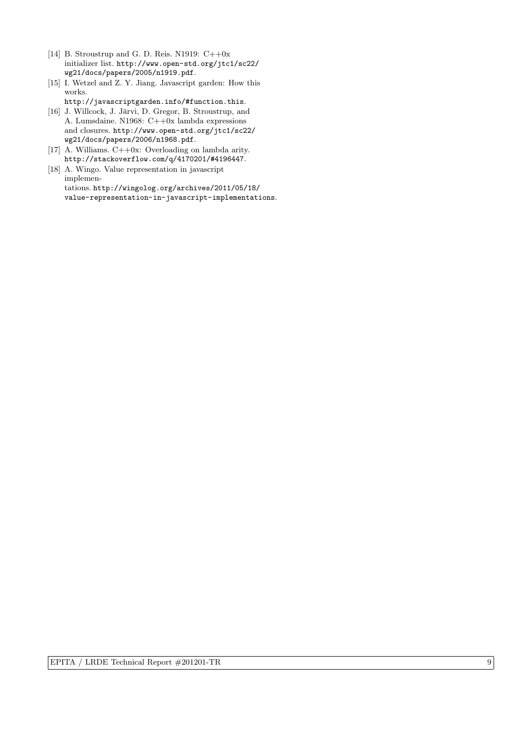[14] B. Stroustrup and G. D. Reis. N1919: C++0x initializer list. http://www.open-std.org/jtc1/sc22/wg21/docs/papers/2005/n1919.pdf.

[15] I. Wetzel and Z. Y. Jiang. Javascript garden: How this works. http://javascriptgarden.info/#function.this.

[16] J. Willcock, J. Järvi, D. Gregor, B. Stroustrup, and A. Lumsdaine. N1968: C++0x lambda expressions and closures. http://www.open-std.org/jtc1/sc22/wg21/docs/papers/2006/n1968.pdf.

[17] A. Williams. C++0x: Overloading on lambda arity. http://stackoverflow.com/q/4170201/#4196447.

[18] A. Wingo. Value representation in javascript implementations. http://wingolog.org/archives/2011/05/18/value-representation-in-javascript-implementations.